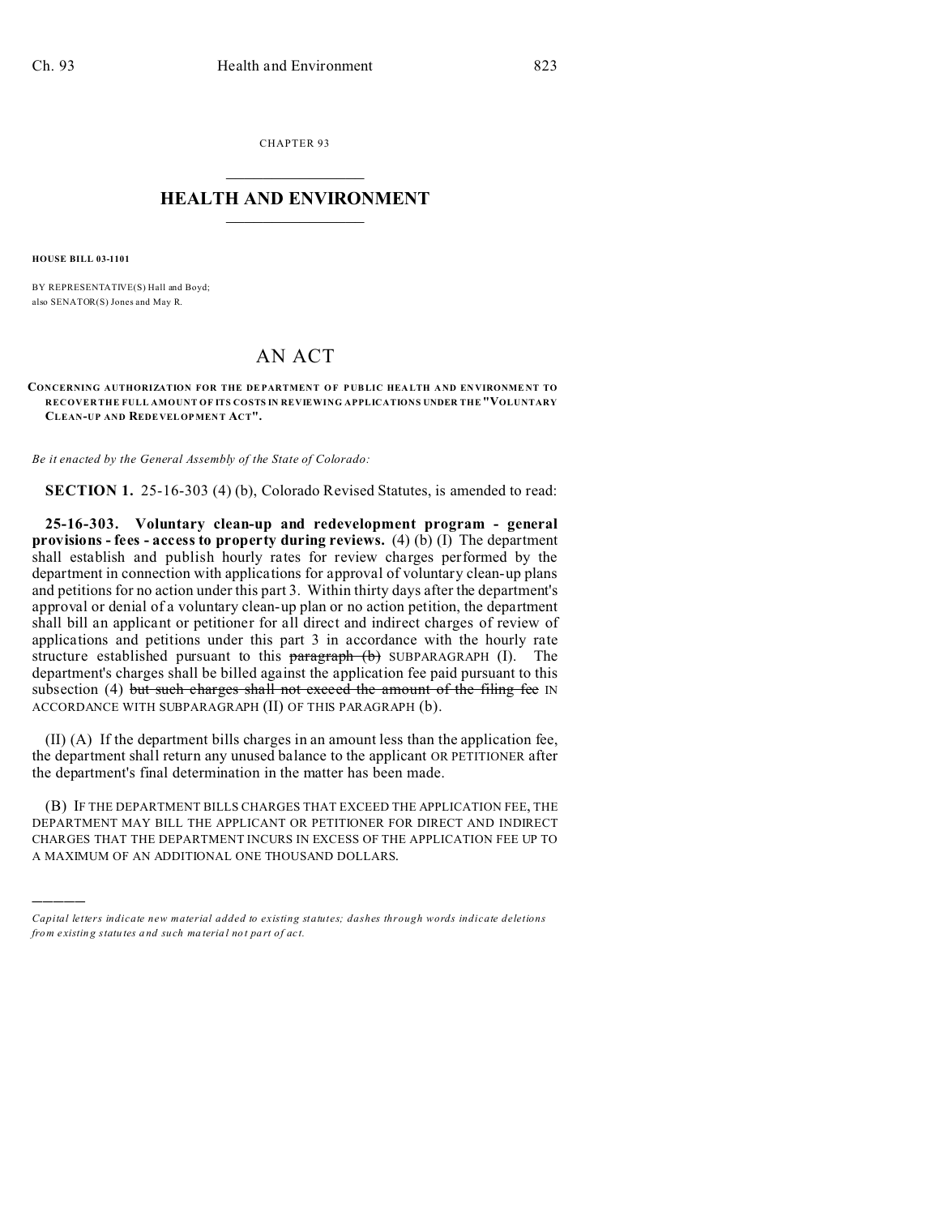CHAPTER 93

# HEALTH AND ENVIRONMENT

**HOUSE BILL 03-1101**

BY REPRESENTATIVE(S) Hall and Boyd;
also SENATOR(S) Jones and May R.

# AN ACT

**CONCERNING AUTHORIZATION FOR THE DEPARTMENT OF PUBLIC HEALTH AND ENVIRONMENT TO RECOVER THE FULL AMOUNT OF ITS COSTS IN REVIEWING APPLICATIONS UNDER THE "VOLUNTARY CLEAN-UP AND REDEVELOPMENT ACT".**

*Be it enacted by the General Assembly of the State of Colorado:*

**SECTION 1.** 25-16-303 (4) (b), Colorado Revised Statutes, is amended to read:

**25-16-303. Voluntary clean-up and redevelopment program - general provisions - fees - access to property during reviews.** (4) (b) (I) The department shall establish and publish hourly rates for review charges performed by the department in connection with applications for approval of voluntary clean-up plans and petitions for no action under this part 3. Within thirty days after the department's approval or denial of a voluntary clean-up plan or no action petition, the department shall bill an applicant or petitioner for all direct and indirect charges of review of applications and petitions under this part 3 in accordance with the hourly rate structure established pursuant to this ~~paragraph (b)~~ SUBPARAGRAPH (I). The department's charges shall be billed against the application fee paid pursuant to this subsection (4) ~~but such charges shall not exceed the amount of the filing fee~~ IN ACCORDANCE WITH SUBPARAGRAPH (II) OF THIS PARAGRAPH (b).

(II) (A) If the department bills charges in an amount less than the application fee, the department shall return any unused balance to the applicant OR PETITIONER after the department's final determination in the matter has been made.

(B) IF THE DEPARTMENT BILLS CHARGES THAT EXCEED THE APPLICATION FEE, THE DEPARTMENT MAY BILL THE APPLICANT OR PETITIONER FOR DIRECT AND INDIRECT CHARGES THAT THE DEPARTMENT INCURS IN EXCESS OF THE APPLICATION FEE UP TO A MAXIMUM OF AN ADDITIONAL ONE THOUSAND DOLLARS.

---

*Capital letters indicate new material added to existing statutes; dashes through words indicate deletions from existing statutes and such material not part of act.*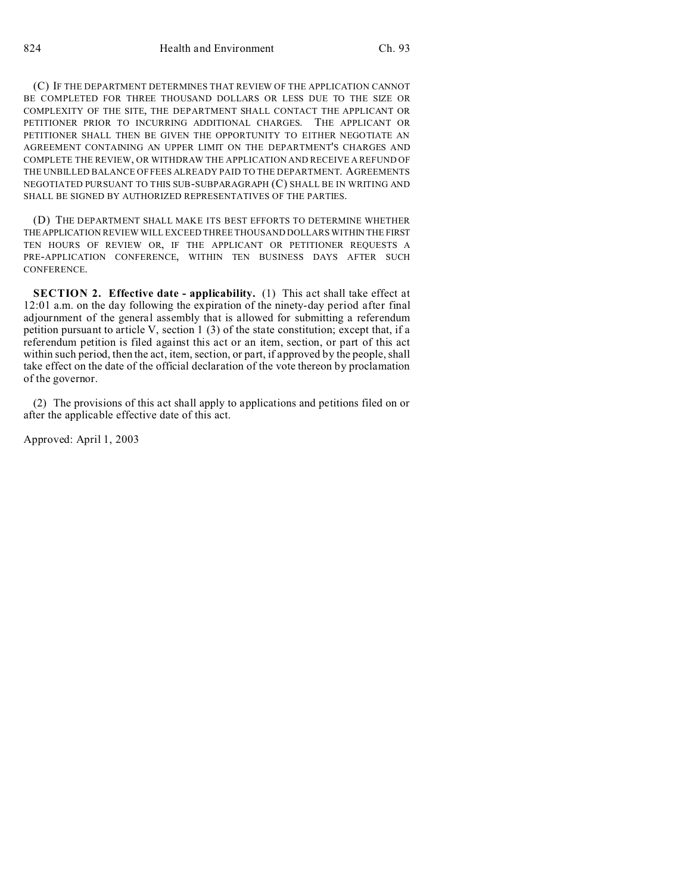(C) IF THE DEPARTMENT DETERMINES THAT REVIEW OF THE APPLICATION CANNOT BE COMPLETED FOR THREE THOUSAND DOLLARS OR LESS DUE TO THE SIZE OR COMPLEXITY OF THE SITE, THE DEPARTMENT SHALL CONTACT THE APPLICANT OR PETITIONER PRIOR TO INCURRING ADDITIONAL CHARGES. THE APPLICANT OR PETITIONER SHALL THEN BE GIVEN THE OPPORTUNITY TO EITHER NEGOTIATE AN AGREEMENT CONTAINING AN UPPER LIMIT ON THE DEPARTMENT'S CHARGES AND COMPLETE THE REVIEW, OR WITHDRAW THE APPLICATION AND RECEIVE A REFUND OF THE UNBILLED BALANCE OF FEES ALREADY PAID TO THE DEPARTMENT. AGREEMENTS NEGOTIATED PURSUANT TO THIS SUB-SUBPARAGRAPH (C) SHALL BE IN WRITING AND SHALL BE SIGNED BY AUTHORIZED REPRESENTATIVES OF THE PARTIES.

(D) THE DEPARTMENT SHALL MAKE ITS BEST EFFORTS TO DETERMINE WHETHER THE APPLICATION REVIEW WILL EXCEED THREE THOUSAND DOLLARS WITHIN THE FIRST TEN HOURS OF REVIEW OR, IF THE APPLICANT OR PETITIONER REQUESTS A PRE-APPLICATION CONFERENCE, WITHIN TEN BUSINESS DAYS AFTER SUCH CONFERENCE.

**SECTION 2. Effective date - applicability.** (1) This act shall take effect at 12:01 a.m. on the day following the expiration of the ninety-day period after final adjournment of the general assembly that is allowed for submitting a referendum petition pursuant to article V, section 1 (3) of the state constitution; except that, if a referendum petition is filed against this act or an item, section, or part of this act within such period, then the act, item, section, or part, if approved by the people, shall take effect on the date of the official declaration of the vote thereon by proclamation of the governor.

(2) The provisions of this act shall apply to applications and petitions filed on or after the applicable effective date of this act.

Approved: April 1, 2003